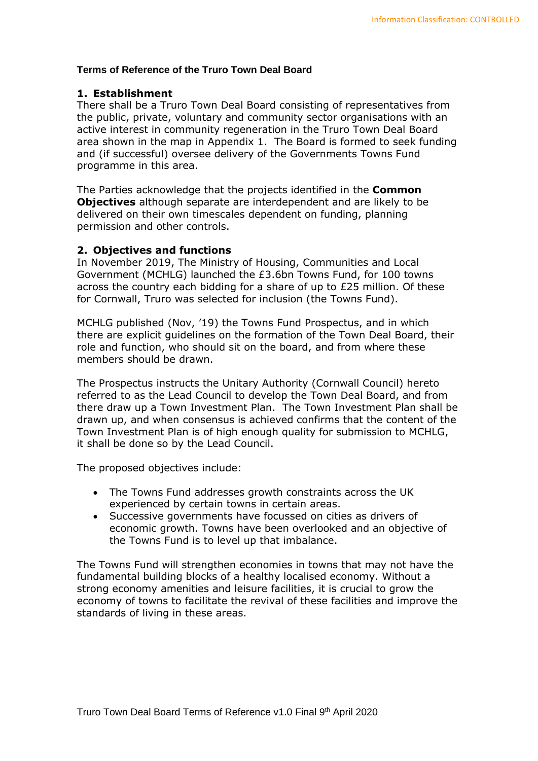**Terms of Reference of the Truro Town Deal Board**

## 1. Establishment

There shall be a Truro Town Deal Board consisting of representatives from the public, private, voluntary and community sector organisations with an active interest in community regeneration in the Truro Town Deal Board area shown in the map in Appendix 1. The Board is formed to seek funding and (if successful) oversee delivery of the Governments Towns Fund programme in this area.

The Parties acknowledge that the projects identified in the **Common Objectives** although separate are interdependent and are likely to be delivered on their own timescales dependent on funding, planning permission and other controls.

## 2. Objectives and functions

In November 2019, The Ministry of Housing, Communities and Local Government (MCHLG) launched the £3.6bn Towns Fund, for 100 towns across the country each bidding for a share of up to £25 million. Of these for Cornwall, Truro was selected for inclusion (the Towns Fund).

MCHLG published (Nov, '19) the Towns Fund Prospectus, and in which there are explicit guidelines on the formation of the Town Deal Board, their role and function, who should sit on the board, and from where these members should be drawn.

The Prospectus instructs the Unitary Authority (Cornwall Council) hereto referred to as the Lead Council to develop the Town Deal Board, and from there draw up a Town Investment Plan. The Town Investment Plan shall be drawn up, and when consensus is achieved confirms that the content of the Town Investment Plan is of high enough quality for submission to MCHLG, it shall be done so by the Lead Council.

The proposed objectives include:

- The Towns Fund addresses growth constraints across the UK experienced by certain towns in certain areas.
- Successive governments have focussed on cities as drivers of economic growth. Towns have been overlooked and an objective of the Towns Fund is to level up that imbalance.

The Towns Fund will strengthen economies in towns that may not have the fundamental building blocks of a healthy localised economy. Without a strong economy amenities and leisure facilities, it is crucial to grow the economy of towns to facilitate the revival of these facilities and improve the standards of living in these areas.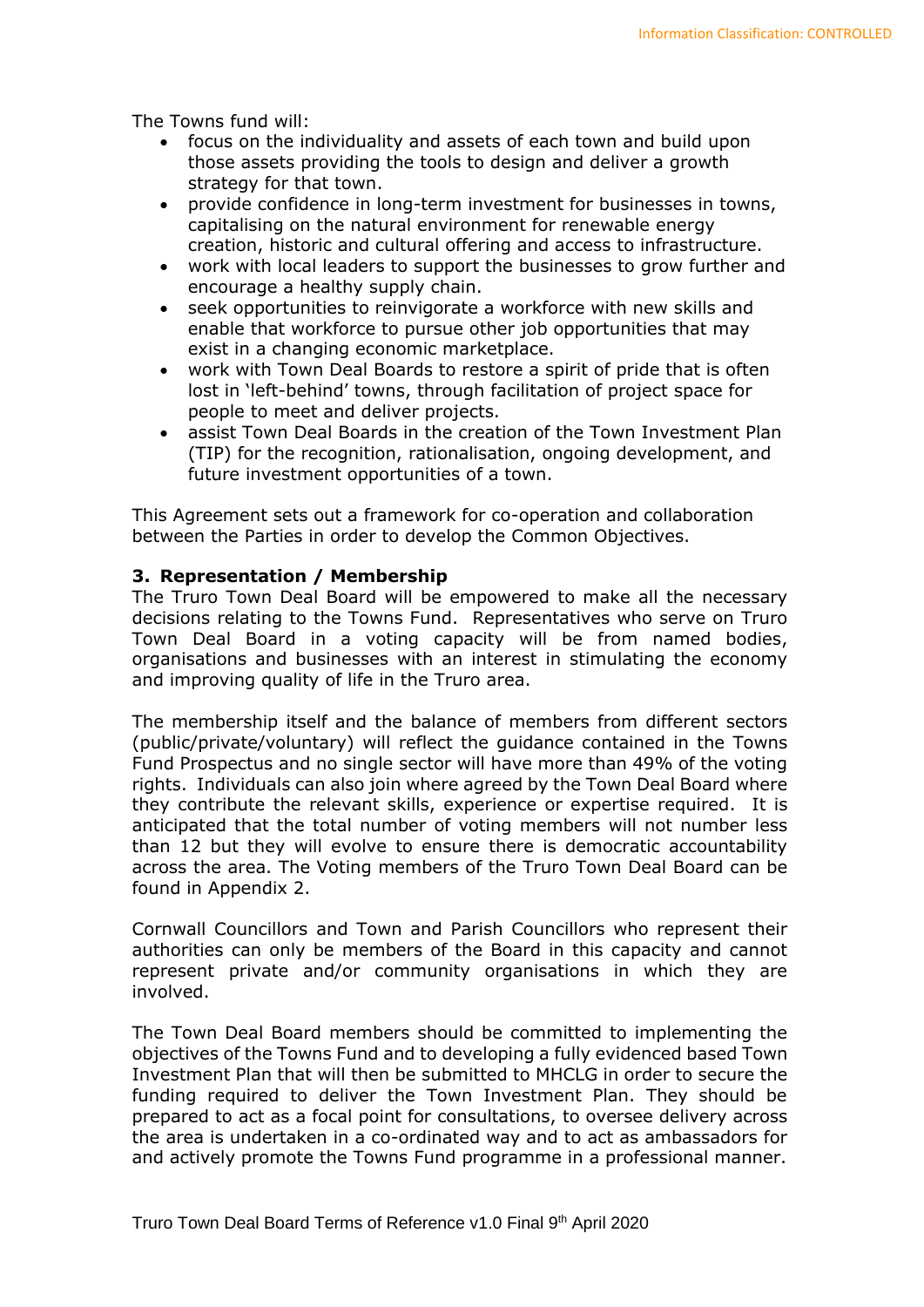The Towns fund will:

- focus on the individuality and assets of each town and build upon those assets providing the tools to design and deliver a growth strategy for that town.
- provide confidence in long-term investment for businesses in towns, capitalising on the natural environment for renewable energy creation, historic and cultural offering and access to infrastructure.
- work with local leaders to support the businesses to grow further and encourage a healthy supply chain.
- seek opportunities to reinvigorate a workforce with new skills and enable that workforce to pursue other job opportunities that may exist in a changing economic marketplace.
- work with Town Deal Boards to restore a spirit of pride that is often lost in 'left-behind' towns, through facilitation of project space for people to meet and deliver projects.
- assist Town Deal Boards in the creation of the Town Investment Plan (TIP) for the recognition, rationalisation, ongoing development, and future investment opportunities of a town.

This Agreement sets out a framework for co-operation and collaboration between the Parties in order to develop the Common Objectives.

### 3. Representation / Membership

The Truro Town Deal Board will be empowered to make all the necessary decisions relating to the Towns Fund. Representatives who serve on Truro Town Deal Board in a voting capacity will be from named bodies, organisations and businesses with an interest in stimulating the economy and improving quality of life in the Truro area.

The membership itself and the balance of members from different sectors (public/private/voluntary) will reflect the guidance contained in the Towns Fund Prospectus and no single sector will have more than 49% of the voting rights. Individuals can also join where agreed by the Town Deal Board where they contribute the relevant skills, experience or expertise required. It is anticipated that the total number of voting members will not number less than 12 but they will evolve to ensure there is democratic accountability across the area. The Voting members of the Truro Town Deal Board can be found in Appendix 2.

Cornwall Councillors and Town and Parish Councillors who represent their authorities can only be members of the Board in this capacity and cannot represent private and/or community organisations in which they are involved.

The Town Deal Board members should be committed to implementing the objectives of the Towns Fund and to developing a fully evidenced based Town Investment Plan that will then be submitted to MHCLG in order to secure the funding required to deliver the Town Investment Plan. They should be prepared to act as a focal point for consultations, to oversee delivery across the area is undertaken in a co-ordinated way and to act as ambassadors for and actively promote the Towns Fund programme in a professional manner.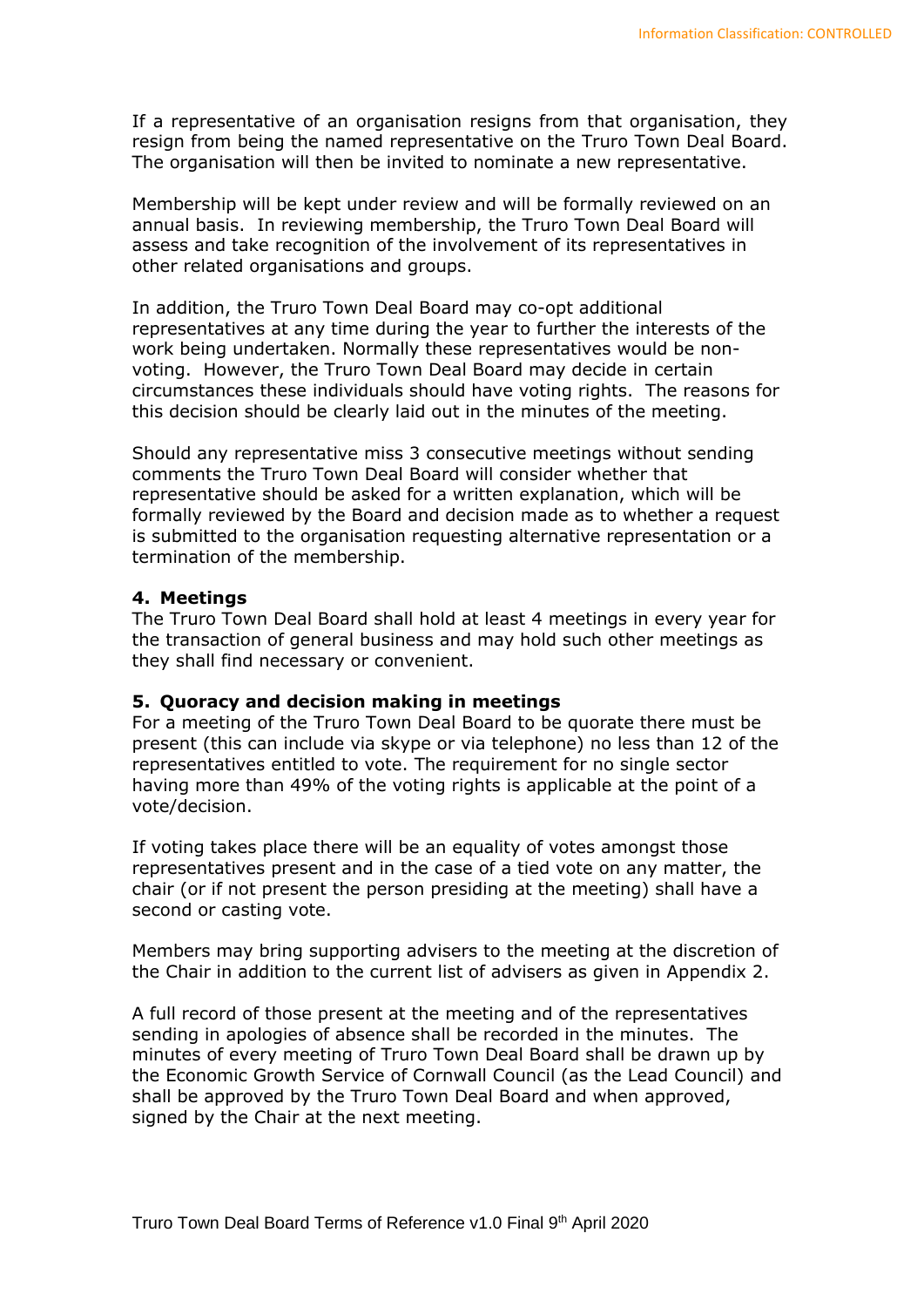If a representative of an organisation resigns from that organisation, they resign from being the named representative on the Truro Town Deal Board. The organisation will then be invited to nominate a new representative.

Membership will be kept under review and will be formally reviewed on an annual basis. In reviewing membership, the Truro Town Deal Board will assess and take recognition of the involvement of its representatives in other related organisations and groups.

In addition, the Truro Town Deal Board may co-opt additional representatives at any time during the year to further the interests of the work being undertaken. Normally these representatives would be non-voting. However, the Truro Town Deal Board may decide in certain circumstances these individuals should have voting rights. The reasons for this decision should be clearly laid out in the minutes of the meeting.

Should any representative miss 3 consecutive meetings without sending comments the Truro Town Deal Board will consider whether that representative should be asked for a written explanation, which will be formally reviewed by the Board and decision made as to whether a request is submitted to the organisation requesting alternative representation or a termination of the membership.

## 4. Meetings

The Truro Town Deal Board shall hold at least 4 meetings in every year for the transaction of general business and may hold such other meetings as they shall find necessary or convenient.

## 5. Quoracy and decision making in meetings

For a meeting of the Truro Town Deal Board to be quorate there must be present (this can include via skype or via telephone) no less than 12 of the representatives entitled to vote. The requirement for no single sector having more than 49% of the voting rights is applicable at the point of a vote/decision.

If voting takes place there will be an equality of votes amongst those representatives present and in the case of a tied vote on any matter, the chair (or if not present the person presiding at the meeting) shall have a second or casting vote.

Members may bring supporting advisers to the meeting at the discretion of the Chair in addition to the current list of advisers as given in Appendix 2.

A full record of those present at the meeting and of the representatives sending in apologies of absence shall be recorded in the minutes. The minutes of every meeting of Truro Town Deal Board shall be drawn up by the Economic Growth Service of Cornwall Council (as the Lead Council) and shall be approved by the Truro Town Deal Board and when approved, signed by the Chair at the next meeting.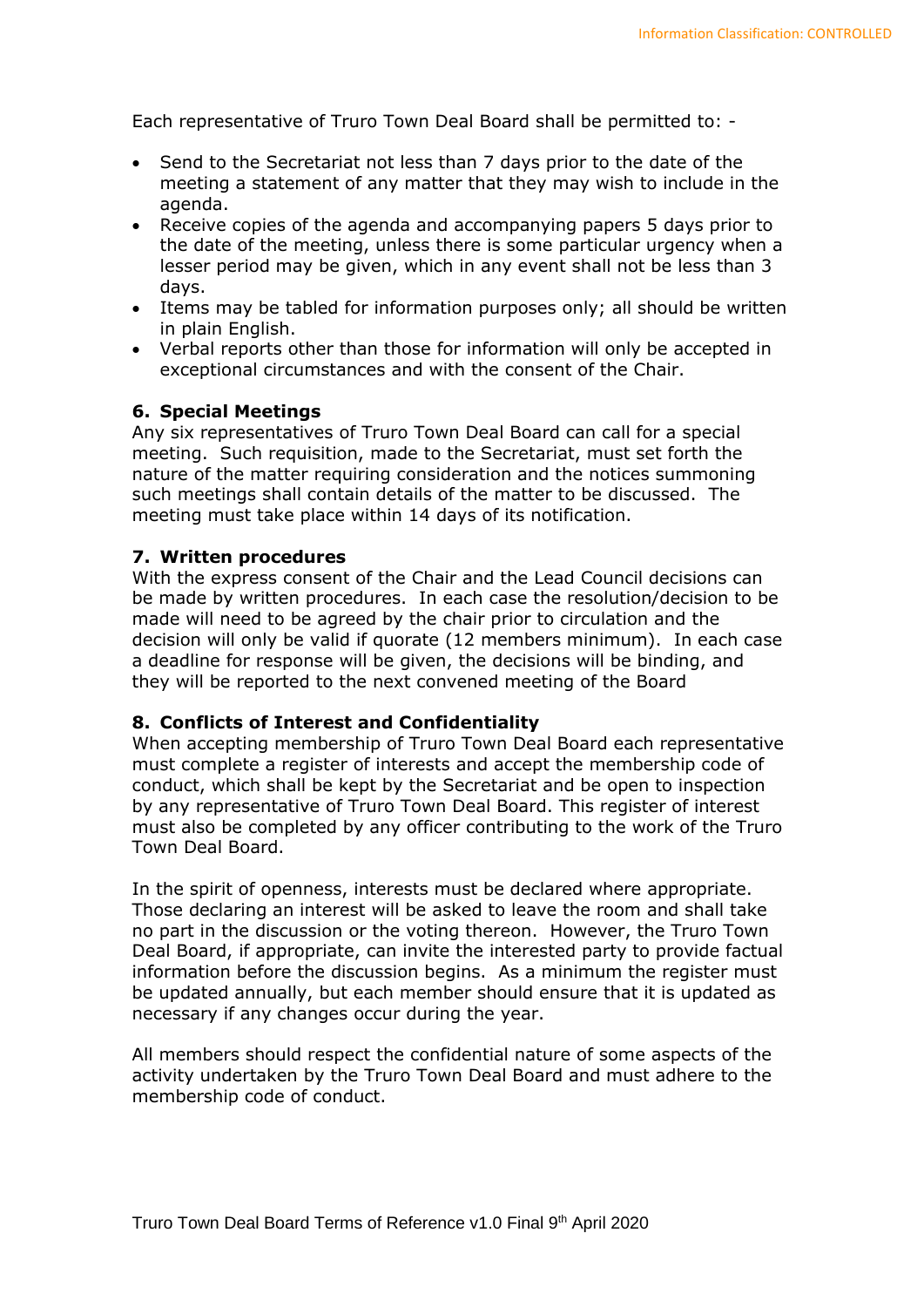Each representative of Truro Town Deal Board shall be permitted to: -

- Send to the Secretariat not less than 7 days prior to the date of the meeting a statement of any matter that they may wish to include in the agenda.
- Receive copies of the agenda and accompanying papers 5 days prior to the date of the meeting, unless there is some particular urgency when a lesser period may be given, which in any event shall not be less than 3 days.
- Items may be tabled for information purposes only; all should be written in plain English.
- Verbal reports other than those for information will only be accepted in exceptional circumstances and with the consent of the Chair.

### 6. Special Meetings

Any six representatives of Truro Town Deal Board can call for a special meeting. Such requisition, made to the Secretariat, must set forth the nature of the matter requiring consideration and the notices summoning such meetings shall contain details of the matter to be discussed. The meeting must take place within 14 days of its notification.

### 7. Written procedures

With the express consent of the Chair and the Lead Council decisions can be made by written procedures. In each case the resolution/decision to be made will need to be agreed by the chair prior to circulation and the decision will only be valid if quorate (12 members minimum). In each case a deadline for response will be given, the decisions will be binding, and they will be reported to the next convened meeting of the Board

### 8. Conflicts of Interest and Confidentiality

When accepting membership of Truro Town Deal Board each representative must complete a register of interests and accept the membership code of conduct, which shall be kept by the Secretariat and be open to inspection by any representative of Truro Town Deal Board. This register of interest must also be completed by any officer contributing to the work of the Truro Town Deal Board.

In the spirit of openness, interests must be declared where appropriate. Those declaring an interest will be asked to leave the room and shall take no part in the discussion or the voting thereon. However, the Truro Town Deal Board, if appropriate, can invite the interested party to provide factual information before the discussion begins. As a minimum the register must be updated annually, but each member should ensure that it is updated as necessary if any changes occur during the year.

All members should respect the confidential nature of some aspects of the activity undertaken by the Truro Town Deal Board and must adhere to the membership code of conduct.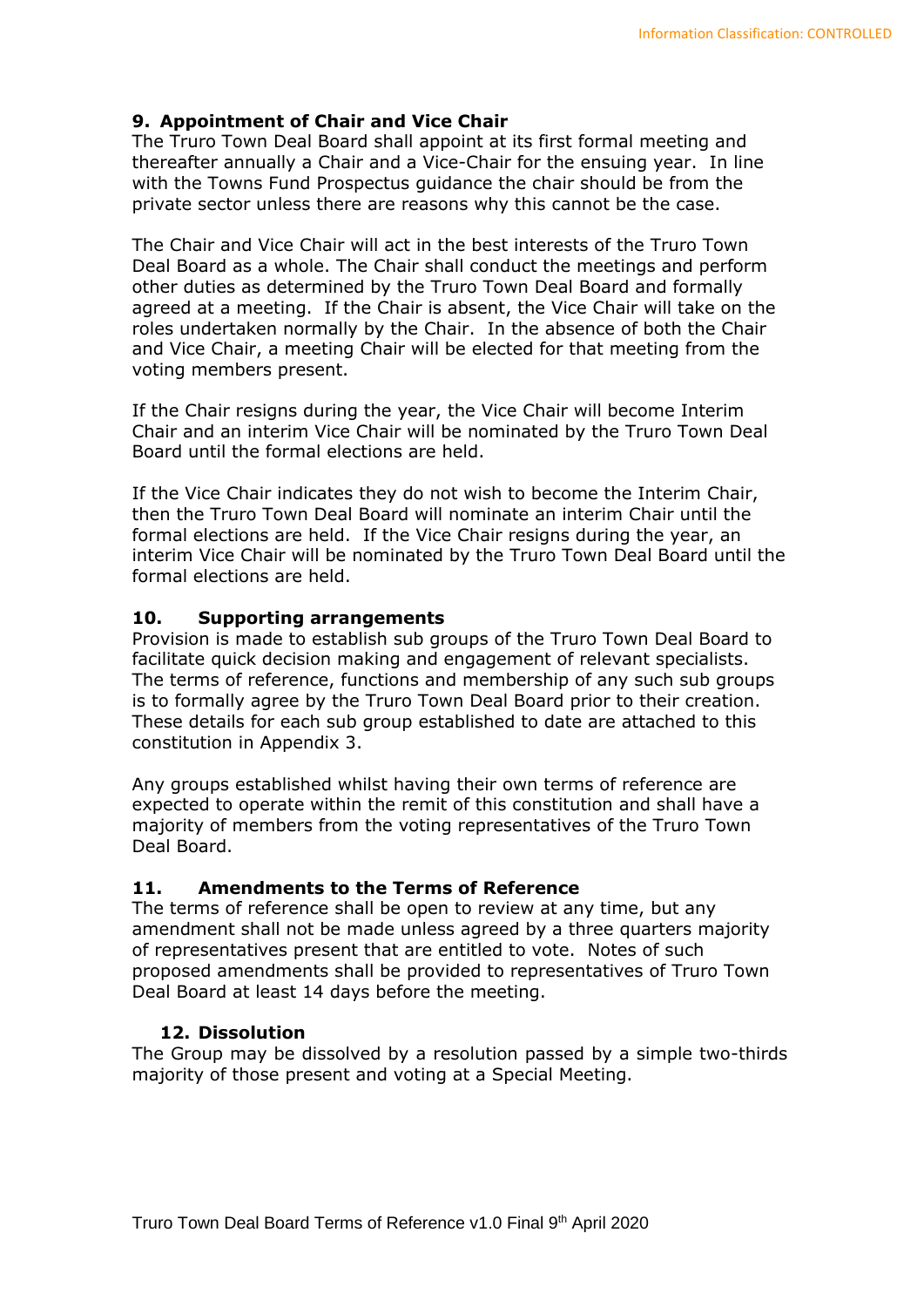## 9. Appointment of Chair and Vice Chair

The Truro Town Deal Board shall appoint at its first formal meeting and thereafter annually a Chair and a Vice-Chair for the ensuing year. In line with the Towns Fund Prospectus guidance the chair should be from the private sector unless there are reasons why this cannot be the case.

The Chair and Vice Chair will act in the best interests of the Truro Town Deal Board as a whole. The Chair shall conduct the meetings and perform other duties as determined by the Truro Town Deal Board and formally agreed at a meeting. If the Chair is absent, the Vice Chair will take on the roles undertaken normally by the Chair. In the absence of both the Chair and Vice Chair, a meeting Chair will be elected for that meeting from the voting members present.

If the Chair resigns during the year, the Vice Chair will become Interim Chair and an interim Vice Chair will be nominated by the Truro Town Deal Board until the formal elections are held.

If the Vice Chair indicates they do not wish to become the Interim Chair, then the Truro Town Deal Board will nominate an interim Chair until the formal elections are held. If the Vice Chair resigns during the year, an interim Vice Chair will be nominated by the Truro Town Deal Board until the formal elections are held.

## 10. Supporting arrangements

Provision is made to establish sub groups of the Truro Town Deal Board to facilitate quick decision making and engagement of relevant specialists. The terms of reference, functions and membership of any such sub groups is to formally agree by the Truro Town Deal Board prior to their creation. These details for each sub group established to date are attached to this constitution in Appendix 3.

Any groups established whilst having their own terms of reference are expected to operate within the remit of this constitution and shall have a majority of members from the voting representatives of the Truro Town Deal Board.

## 11. Amendments to the Terms of Reference

The terms of reference shall be open to review at any time, but any amendment shall not be made unless agreed by a three quarters majority of representatives present that are entitled to vote. Notes of such proposed amendments shall be provided to representatives of Truro Town Deal Board at least 14 days before the meeting.

## 12. Dissolution

The Group may be dissolved by a resolution passed by a simple two-thirds majority of those present and voting at a Special Meeting.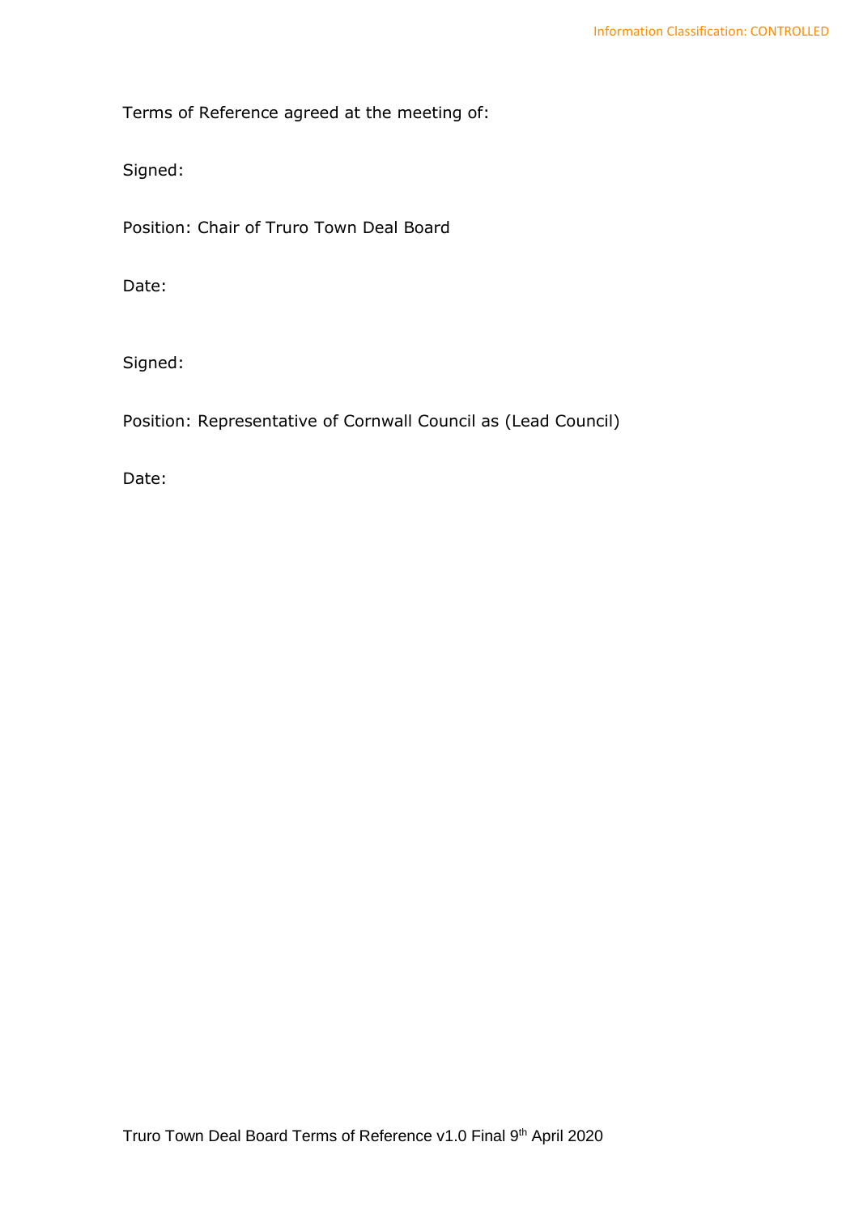Terms of Reference agreed at the meeting of:

Signed:

Position: Chair of Truro Town Deal Board

Date:

Signed:

Position: Representative of Cornwall Council as (Lead Council)

Date: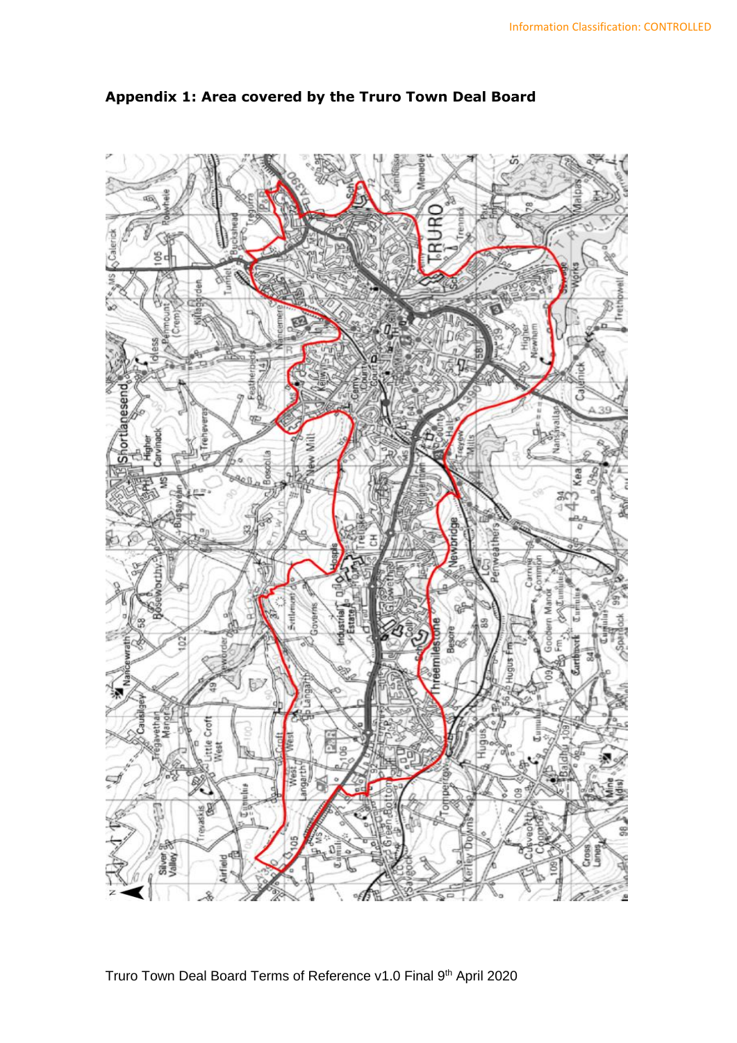## Appendix 1: Area covered by the Truro Town Deal Board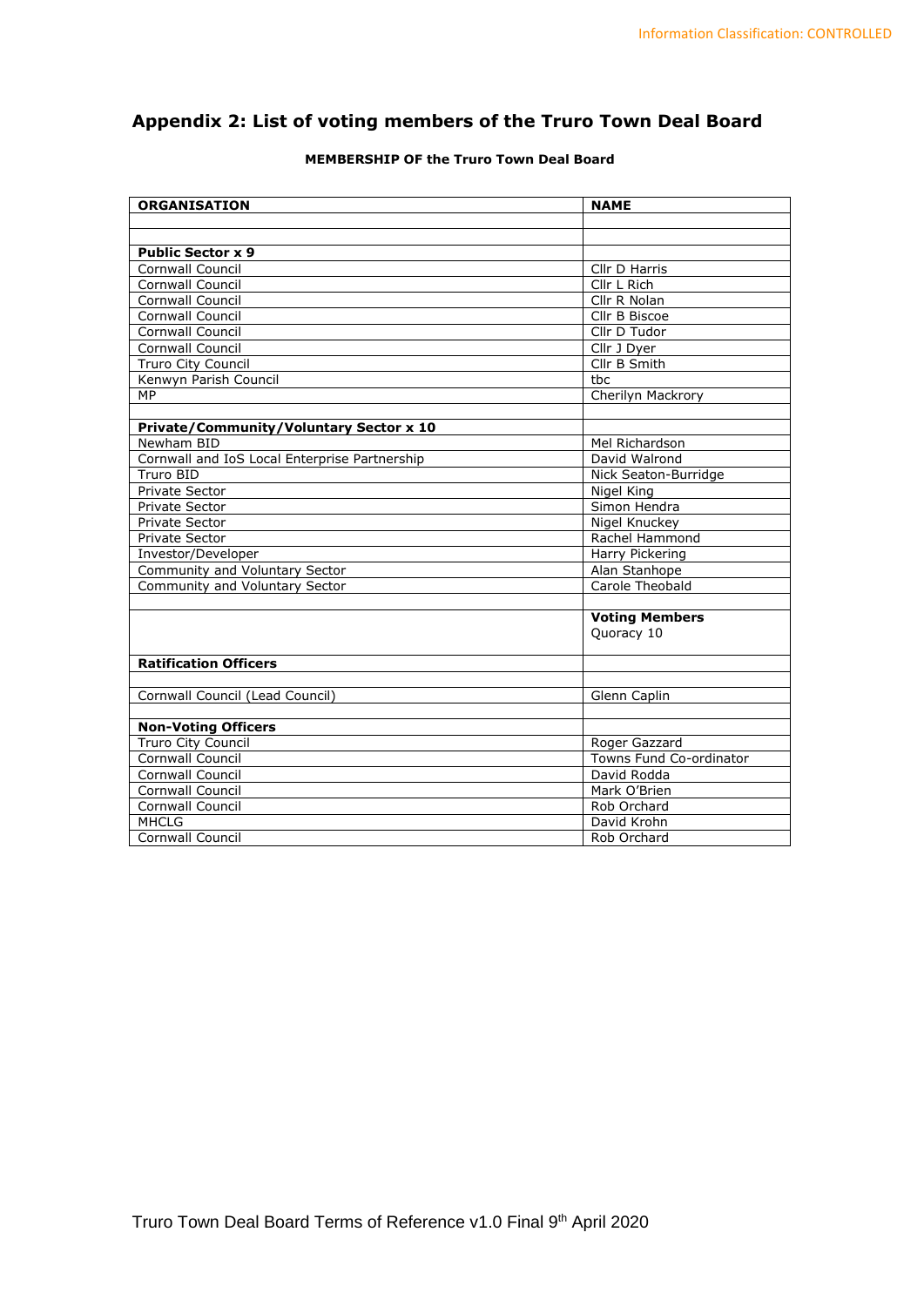## Appendix 2: List of voting members of the Truro Town Deal Board

**MEMBERSHIP OF the Truro Town Deal Board**

| ORGANISATION | NAME |
|---|---|
| | |
| | |
| **Public Sector x 9** | |
| Cornwall Council | Cllr D Harris |
| Cornwall Council | Cllr L Rich |
| Cornwall Council | Cllr R Nolan |
| Cornwall Council | Cllr B Biscoe |
| Cornwall Council | Cllr D Tudor |
| Cornwall Council | Cllr J Dyer |
| Truro City Council | Cllr B Smith |
| Kenwyn Parish Council | tbc |
| MP | Cherilyn Mackrory |
| | |
| **Private/Community/Voluntary Sector x 10** | |
| Newham BID | Mel Richardson |
| Cornwall and IoS Local Enterprise Partnership | David Walrond |
| Truro BID | Nick Seaton-Burridge |
| Private Sector | Nigel King |
| Private Sector | Simon Hendra |
| Private Sector | Nigel Knuckey |
| Private Sector | Rachel Hammond |
| Investor/Developer | Harry Pickering |
| Community and Voluntary Sector | Alan Stanhope |
| Community and Voluntary Sector | Carole Theobald |
| | |
| | **Voting Members** Quoracy 10 |
| **Ratification Officers** | |
| | |
| Cornwall Council (Lead Council) | Glenn Caplin |
| | |
| **Non-Voting Officers** | |
| Truro City Council | Roger Gazzard |
| Cornwall Council | Towns Fund Co-ordinator |
| Cornwall Council | David Rodda |
| Cornwall Council | Mark O'Brien |
| Cornwall Council | Rob Orchard |
| MHCLG | David Krohn |
| Cornwall Council | Rob Orchard |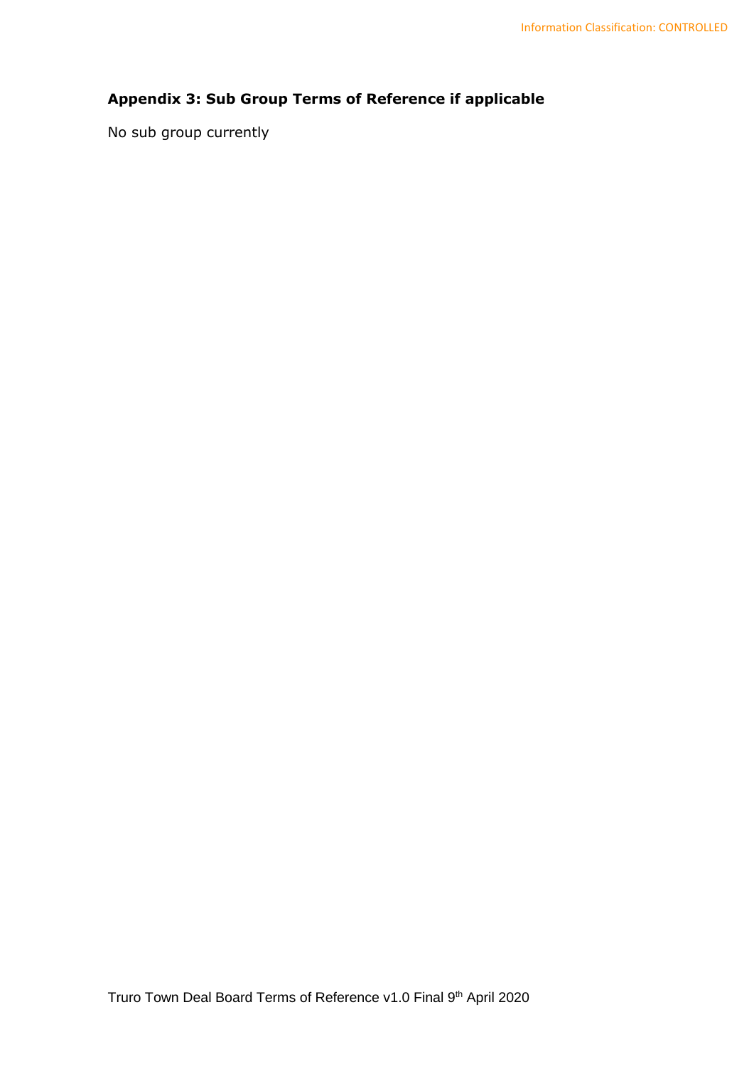### Appendix 3: Sub Group Terms of Reference if applicable

No sub group currently